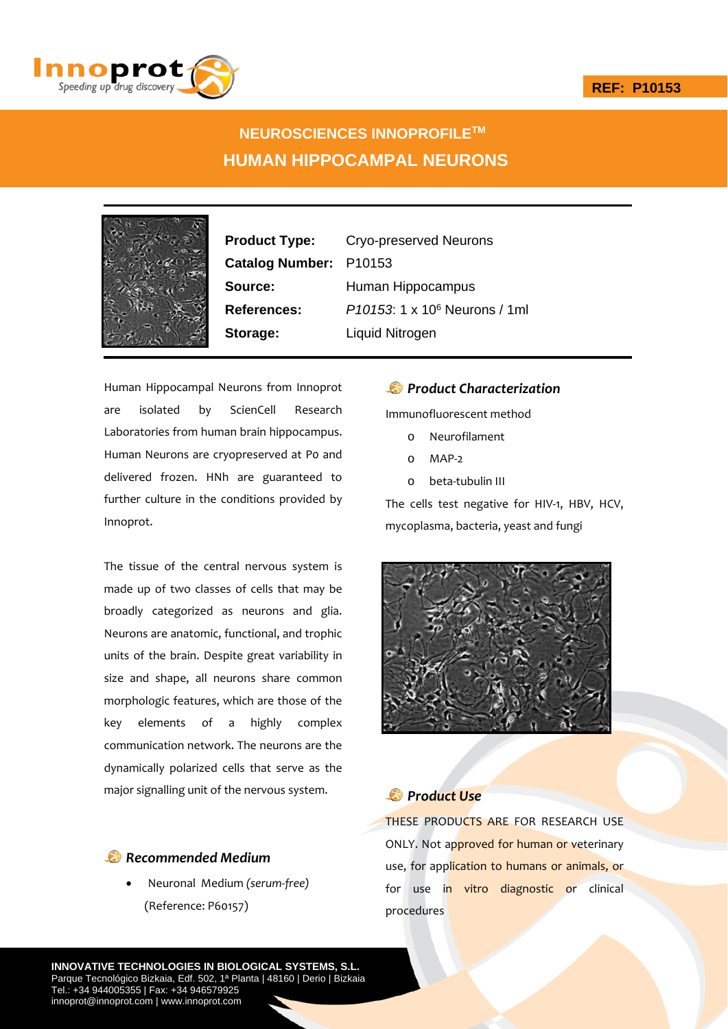REF: P10153

# NEUROSCIENCES INNOPROFILE™

# HUMAN HIPPOCAMPAL NEURONS

| | |
|---|---|
| **Product Type:** | Cryo-preserved Neurons |
| **Catalog Number:** | P10153 |
| **Source:** | Human Hippocampus |
| **References:** | *P10153*: 1 x $10^6$ Neurons / 1ml |
| **Storage:** | Liquid Nitrogen |

Human Hippocampal Neurons from Innoprot are isolated by ScienCell Research Laboratories from human brain hippocampus. Human Neurons are cryopreserved at Po and delivered frozen. HNh are guaranteed to further culture in the conditions provided by Innoprot.

The tissue of the central nervous system is made up of two classes of cells that may be broadly categorized as neurons and glia. Neurons are anatomic, functional, and trophic units of the brain. Despite great variability in size and shape, all neurons share common morphologic features, which are those of the key elements of a highly complex communication network. The neurons are the dynamically polarized cells that serve as the major signalling unit of the nervous system.

## *Recommended Medium*

- Neuronal Medium *(serum-free)* (Reference: P60157)

## *Product Characterization*

Immunofluorescent method

- Neurofilament
- MAP-2
- beta-tubulin III

The cells test negative for HIV-1, HBV, HCV, mycoplasma, bacteria, yeast and fungi

## *Product Use*

THESE PRODUCTS ARE FOR RESEARCH USE ONLY. Not approved for human or veterinary use, for application to humans or animals, or for use in vitro diagnostic or clinical procedures

**INNOVATIVE TECHNOLOGIES IN BIOLOGICAL SYSTEMS, S.L.**
Parque Tecnológico Bizkaia, Edf. 502, 1ª Planta | 48160 | Derio | Bizkaia
Tel.: +34 944005355 | Fax: +34 946579925
innoprot@innoprot.com | www.innoprot.com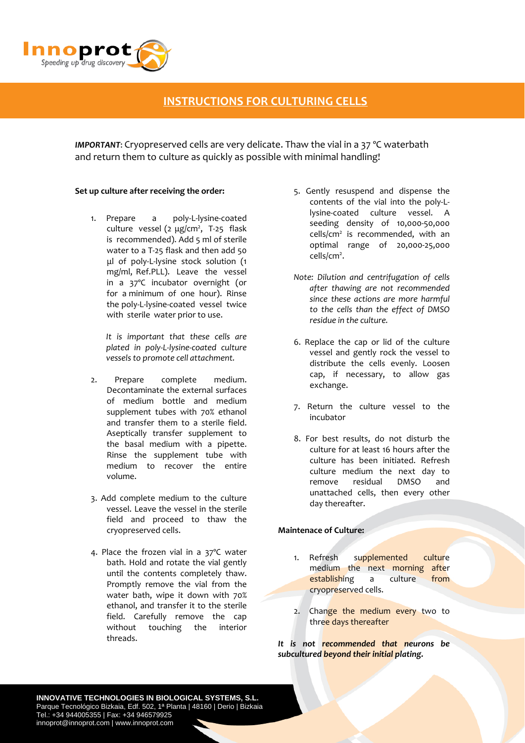# INSTRUCTIONS FOR CULTURING CELLS

***IMPORTANT***: Cryopreserved cells are very delicate. Thaw the vial in a 37 °C waterbath and return them to culture as quickly as possible with minimal handling!

**Set up culture after receiving the order:**

1. Prepare a poly-L-lysine-coated culture vessel (2 µg/cm², T-25 flask is recommended). Add 5 ml of sterile water to a T-25 flask and then add 50 µl of poly-L-lysine stock solution (1 mg/ml, Ref.PLL). Leave the vessel in a 37°C incubator overnight (or for a minimum of one hour). Rinse the poly-L-lysine-coated vessel twice with sterile water prior to use.

   *It is important that these cells are plated in poly-L-lysine-coated culture vessels to promote cell attachment.*

2. Prepare complete medium. Decontaminate the external surfaces of medium bottle and medium supplement tubes with 70% ethanol and transfer them to a sterile field. Aseptically transfer supplement to the basal medium with a pipette. Rinse the supplement tube with medium to recover the entire volume.

3. Add complete medium to the culture vessel. Leave the vessel in the sterile field and proceed to thaw the cryopreserved cells.

4. Place the frozen vial in a 37°C water bath. Hold and rotate the vial gently until the contents completely thaw. Promptly remove the vial from the water bath, wipe it down with 70% ethanol, and transfer it to the sterile field. Carefully remove the cap without touching the interior threads.

5. Gently resuspend and dispense the contents of the vial into the poly-L-lysine-coated culture vessel. A seeding density of 10,000-50,000 cells/cm² is recommended, with an optimal range of 20,000-25,000 cells/cm².

*Note: Dilution and centrifugation of cells after thawing are not recommended since these actions are more harmful to the cells than the effect of DMSO residue in the culture.*

6. Replace the cap or lid of the culture vessel and gently rock the vessel to distribute the cells evenly. Loosen cap, if necessary, to allow gas exchange.

7. Return the culture vessel to the incubator

8. For best results, do not disturb the culture for at least 16 hours after the culture has been initiated. Refresh culture medium the next day to remove residual DMSO and unattached cells, then every other day thereafter.

**Maintenace of Culture:**

1. Refresh supplemented culture medium the next morning after establishing a culture from cryopreserved cells.

2. Change the medium every two to three days thereafter

***It is not recommended that neurons be subcultured beyond their initial plating.***

**INNOVATIVE TECHNOLOGIES IN BIOLOGICAL SYSTEMS, S.L.**
Parque Tecnológico Bizkaia, Edf. 502, 1ª Planta | 48160 | Derio | Bizkaia
Tel.: +34 944005355 | Fax: +34 946579925
innoprot@innoprot.com | www.innoprot.com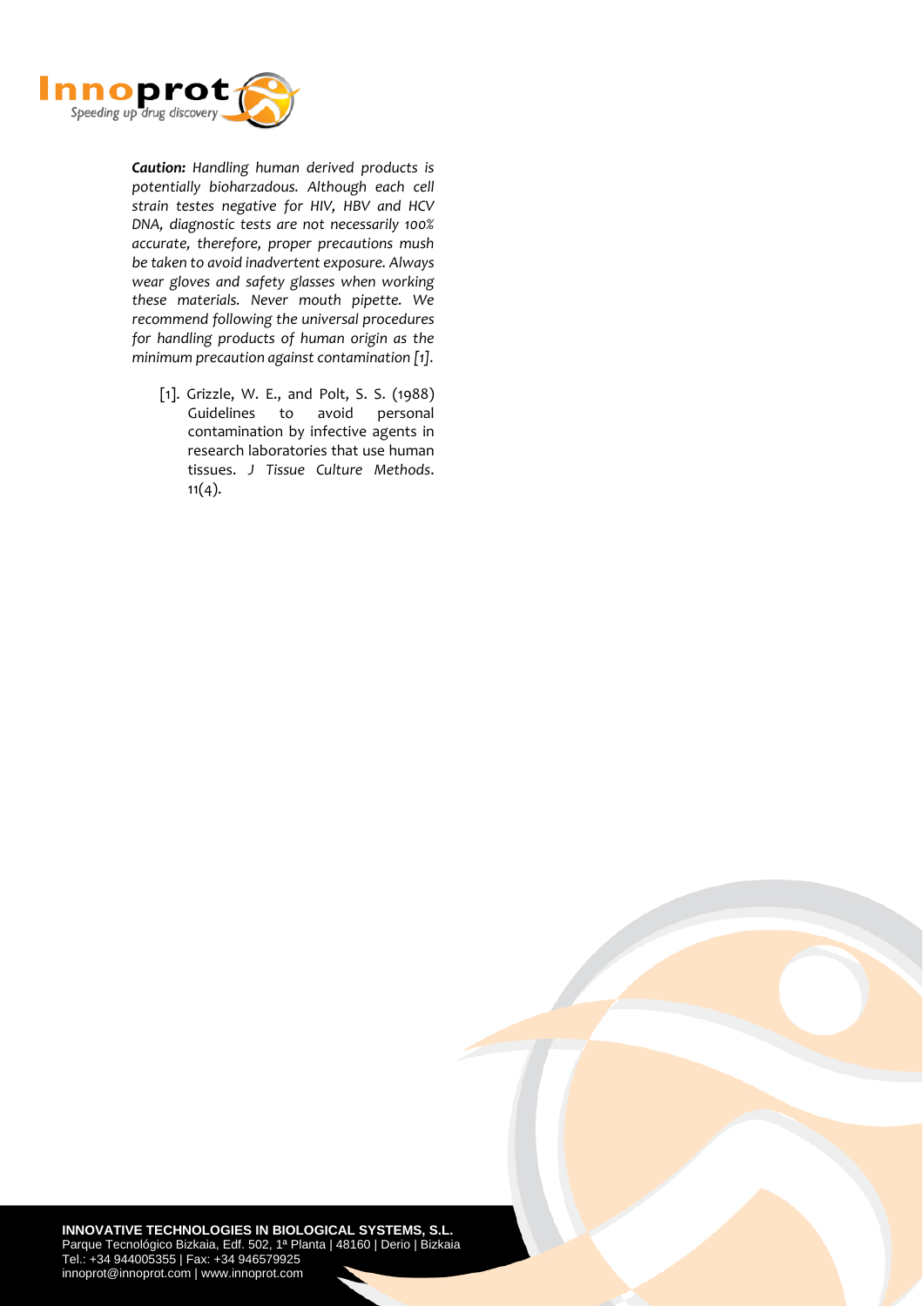***Caution:*** *Handling human derived products is potentially bioharzadous. Although each cell strain testes negative for HIV, HBV and HCV DNA, diagnostic tests are not necessarily 100% accurate, therefore, proper precautions mush be taken to avoid inadvertent exposure. Always wear gloves and safety glasses when working these materials. Never mouth pipette. We recommend following the universal procedures for handling products of human origin as the minimum precaution against contamination [1].*

[1]. Grizzle, W. E., and Polt, S. S. (1988) Guidelines to avoid personal contamination by infective agents in research laboratories that use human tissues. *J Tissue Culture Methods*. 11(4).

**INNOVATIVE TECHNOLOGIES IN BIOLOGICAL SYSTEMS, S.L.**
Parque Tecnológico Bizkaia, Edf. 502, 1ª Planta | 48160 | Derio | Bizkaia
Tel.: +34 944005355 | Fax: +34 946579925
innoprot@innoprot.com | www.innoprot.com